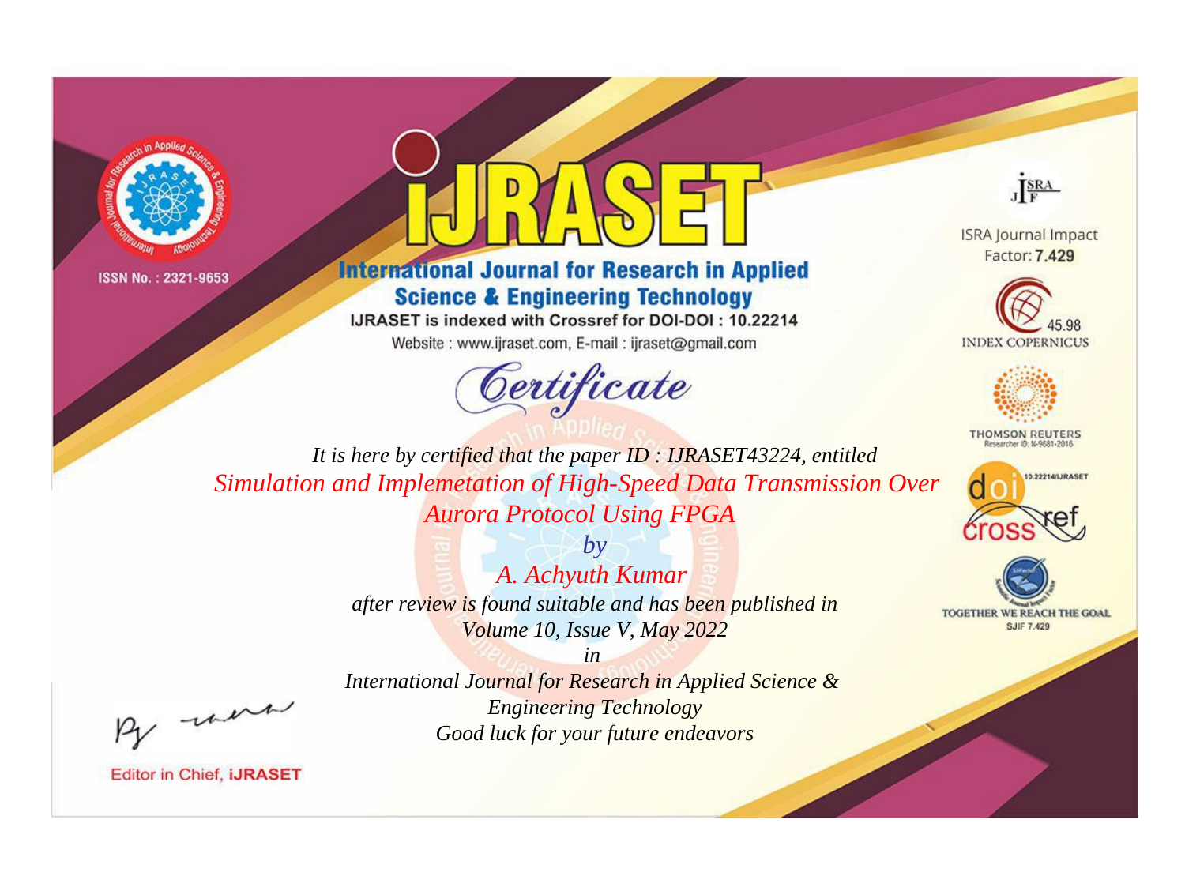ISSN No. : 2321-9653

# IJRASET

## International Journal for Research in Applied Science & Engineering Technology

IJRASET is indexed with Crossref for DOI-DOI : 10.22214

Website : www.ijraset.com, E-mail : ijraset@gmail.com

ISRA Journal Impact Factor: **7.429**

45.98 INDEX COPERNICUS

THOMSON REUTERS Researcher ID: N-9681-2016

10.22214/IJRASET

TOGETHER WE REACH THE GOAL SJIF 7.429

# *Certificate*

*It is here by certified that the paper ID : IJRASET43224, entitled*

*Simulation and Implemetation of High-Speed Data Transmission Over Aurora Protocol Using FPGA*

*by*

*A. Achyuth Kumar*

*after review is found suitable and has been published in*

*Volume 10, Issue V, May 2022*

*in*

*International Journal for Research in Applied Science & Engineering Technology*

*Good luck for your future endeavors*

Editor in Chief, **iJRASET**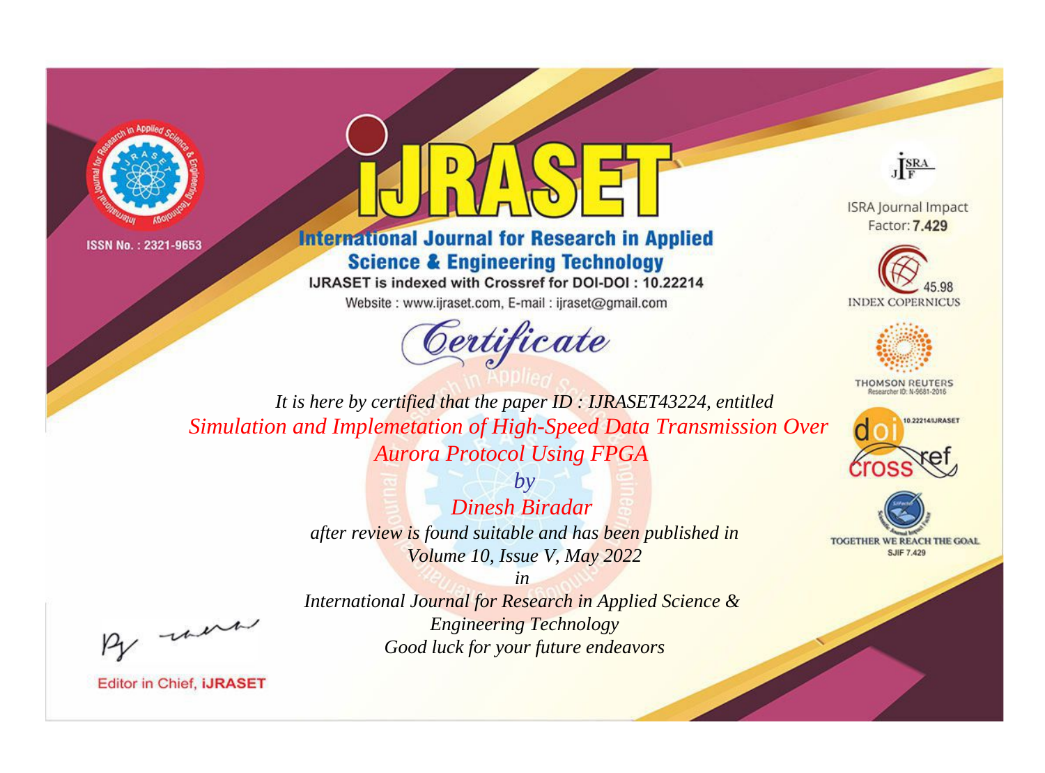ISSN No. : 2321-9653

# IJRASET

## International Journal for Research in Applied Science & Engineering Technology

IJRASET is indexed with Crossref for DOI-DOI : 10.22214

Website : www.ijraset.com, E-mail : ijraset@gmail.com

ISRA Journal Impact Factor: **7.429**

45.98 INDEX COPERNICUS

THOMSON REUTERS Researcher ID: N-9681-2016

10.22214/IJRASET

TOGETHER WE REACH THE GOAL SJIF 7.429

*Certificate*

*It is here by certified that the paper ID : IJRASET43224, entitled*

*Simulation and Implemetation of High-Speed Data Transmission Over Aurora Protocol Using FPGA*

*by*

*Dinesh Biradar*

*after review is found suitable and has been published in*

*Volume 10, Issue V, May 2022*

*in*

*International Journal for Research in Applied Science & Engineering Technology*

*Good luck for your future endeavors*

Editor in Chief, **iJRASET**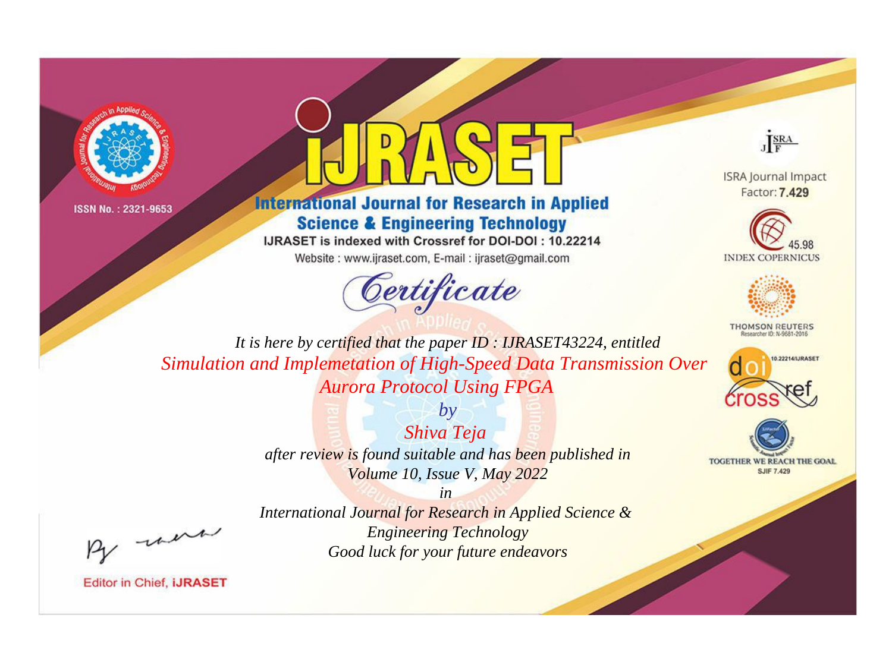ISSN No. : 2321-9653

# IJRASET

## International Journal for Research in Applied Science & Engineering Technology

IJRASET is indexed with Crossref for DOI-DOI : 10.22214

Website : www.ijraset.com, E-mail : ijraset@gmail.com

# Certificate

*It is here by certified that the paper ID : IJRASET43224, entitled*

*Simulation and Implemetation of High-Speed Data Transmission Over Aurora Protocol Using FPGA*

*by*

*Shiva Teja*

*after review is found suitable and has been published in*

*Volume 10, Issue V, May 2022*

*in*

*International Journal for Research in Applied Science & Engineering Technology*

*Good luck for your future endeavors*

ISRA Journal Impact Factor: **7.429**

45.98 INDEX COPERNICUS

THOMSON REUTERS Researcher ID: N-9681-2016

10.22214/IJRASET

TOGETHER WE REACH THE GOAL SJIF 7.429

Editor in Chief, **iJRASET**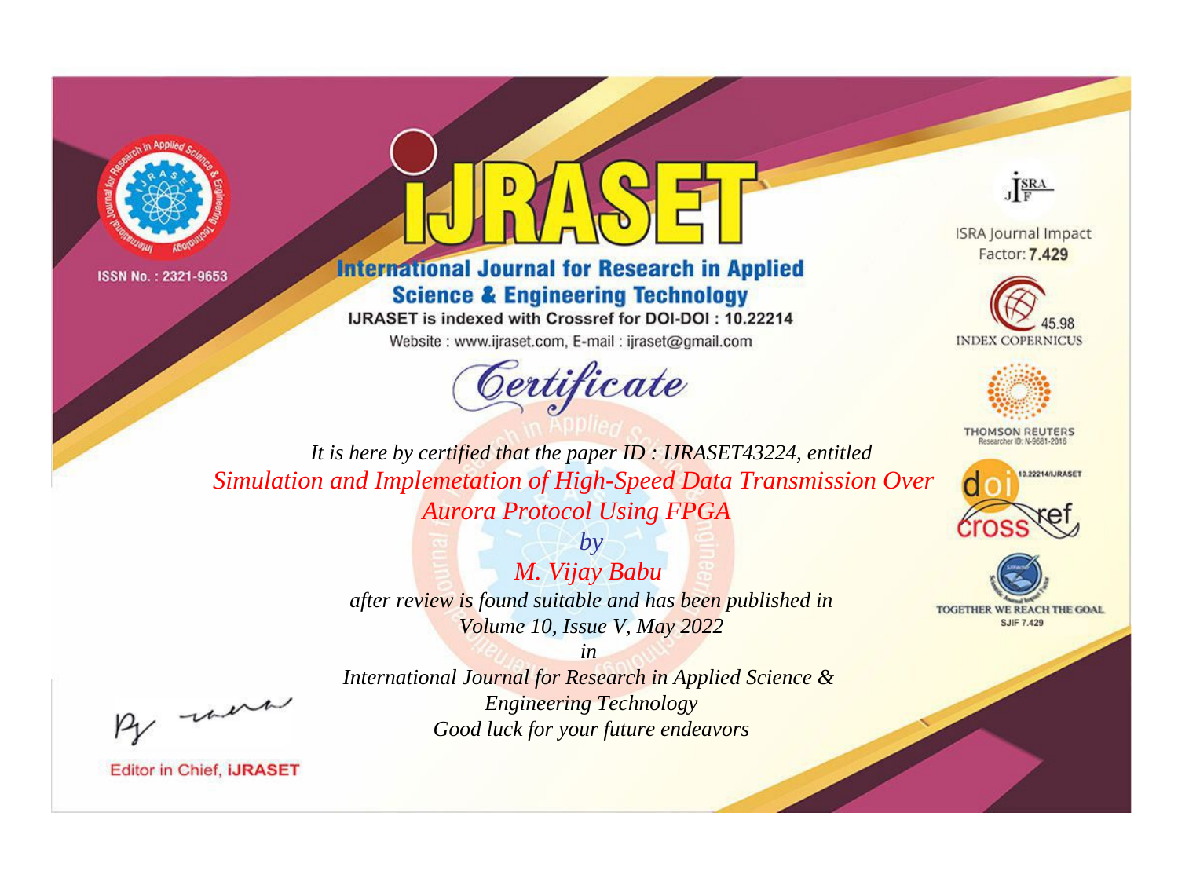ISSN No. : 2321-9653

# iJRASET

## International Journal for Research in Applied Science & Engineering Technology

IJRASET is indexed with Crossref for DOI-DOI : 10.22214

Website : www.ijraset.com, E-mail : ijraset@gmail.com

ISRA Journal Impact Factor: **7.429**

45.98 INDEX COPERNICUS

THOMSON REUTERS Researcher ID: N-9681-2016

10.22214/IJRASET

TOGETHER WE REACH THE GOAL SJIF 7.429

*Certificate*

*It is here by certified that the paper ID : IJRASET43224, entitled*

*Simulation and Implemetation of High-Speed Data Transmission Over Aurora Protocol Using FPGA*

*by*

*M. Vijay Babu*

*after review is found suitable and has been published in*

*Volume 10, Issue V, May 2022*

*in*

*International Journal for Research in Applied Science & Engineering Technology*

*Good luck for your future endeavors*

Editor in Chief, **iJRASET**